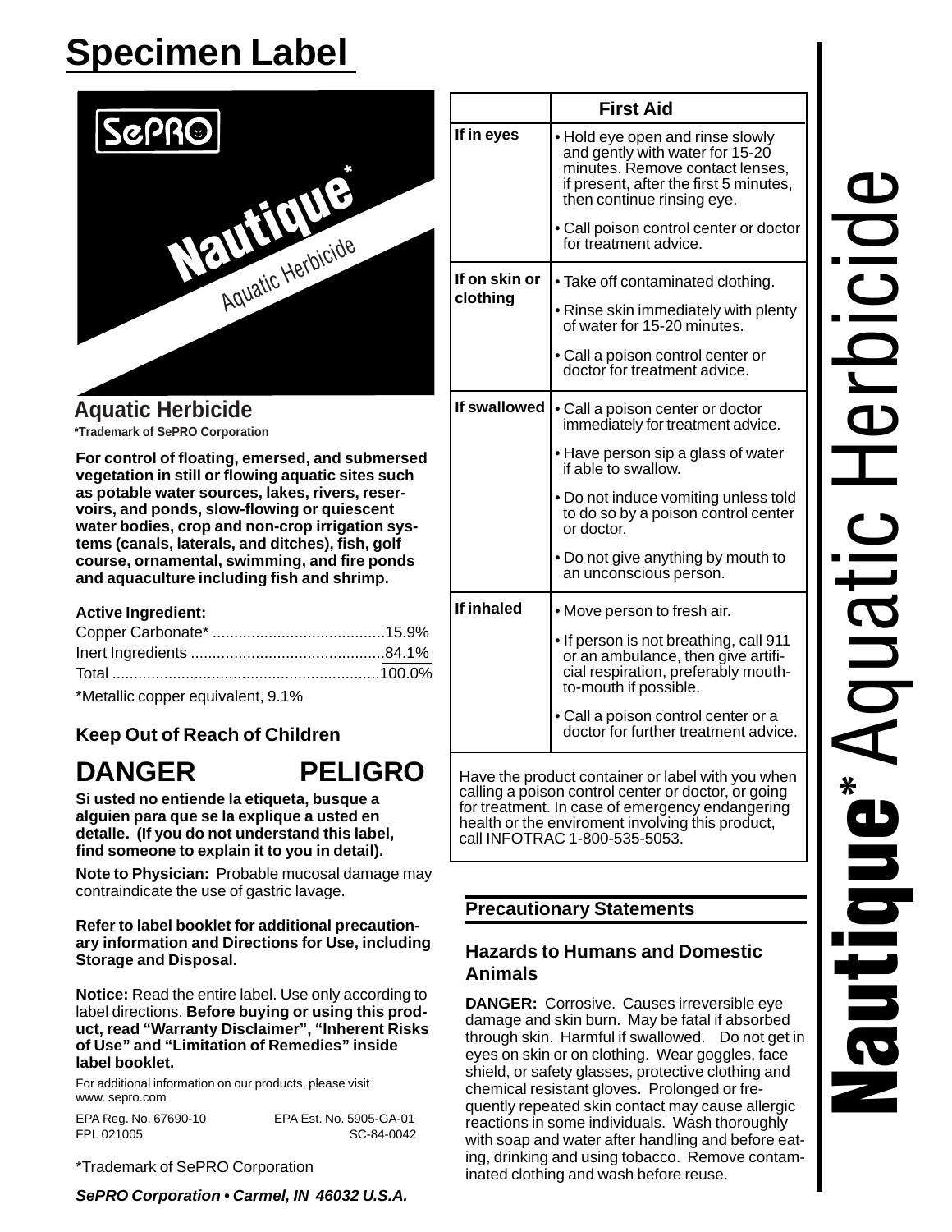# Specimen Label

SePRO

Nautique*

Aquatic Herbicide

## Aquatic Herbicide

**\*Trademark of SePRO Corporation**

**For control of floating, emersed, and submersed vegetation in still or flowing aquatic sites such as potable water sources, lakes, rivers, reservoirs, and ponds, slow-flowing or quiescent water bodies, crop and non-crop irrigation systems (canals, laterals, and ditches), fish, golf course, ornamental, swimming, and fire ponds and aquaculture including fish and shrimp.**

**Active Ingredient:**

| | |
|---|---|
| Copper Carbonate* | 15.9% |
| Inert Ingredients | 84.1% |
| Total | 100.0% |

*Metallic copper equivalent, 9.1%

**Keep Out of Reach of Children**

## DANGER PELIGRO

**Si usted no entiende la etiqueta, busque a alguien para que se la explique a usted en detalle. (If you do not understand this label, find someone to explain it to you in detail).**

**Note to Physician:** Probable mucosal damage may contraindicate the use of gastric lavage.

**Refer to label booklet for additional precautionary information and Directions for Use, including Storage and Disposal.**

**Notice:** Read the entire label. Use only according to label directions. **Before buying or using this product, read "Warranty Disclaimer", "Inherent Risks of Use" and "Limitation of Remedies" inside label booklet.**

For additional information on our products, please visit www. sepro.com

EPA Reg. No. 67690-10 EPA Est. No. 5905-GA-01
FPL 021005 SC-84-0042

*Trademark of SePRO Corporation

***SePRO Corporation • Carmel, IN 46032 U.S.A.***

| | First Aid |
|---|---|
| **If in eyes** | • Hold eye open and rinse slowly and gently with water for 15-20 minutes. Remove contact lenses, if present, after the first 5 minutes, then continue rinsing eye.<br>• Call poison control center or doctor for treatment advice. |
| **If on skin or clothing** | • Take off contaminated clothing.<br>• Rinse skin immediately with plenty of water for 15-20 minutes.<br>• Call a poison control center or doctor for treatment advice. |
| **If swallowed** | • Call a poison center or doctor immediately for treatment advice.<br>• Have person sip a glass of water if able to swallow.<br>• Do not induce vomiting unless told to do so by a poison control center or doctor.<br>• Do not give anything by mouth to an unconscious person. |
| **If inhaled** | • Move person to fresh air.<br>• If person is not breathing, call 911 or an ambulance, then give artificial respiration, preferably mouth-to-mouth if possible.<br>• Call a poison control center or a doctor for further treatment advice. |

Have the product container or label with you when calling a poison control center or doctor, or going for treatment. In case of emergency endangering health or the enviroment involving this product, call INFOTRAC 1-800-535-5053.

## Precautionary Statements

### Hazards to Humans and Domestic Animals

**DANGER:** Corrosive. Causes irreversible eye damage and skin burn. May be fatal if absorbed through skin. Harmful if swallowed. Do not get in eyes on skin or on clothing. Wear goggles, face shield, or safety glasses, protective clothing and chemical resistant gloves. Prolonged or frequently repeated skin contact may cause allergic reactions in some individuals. Wash thoroughly with soap and water after handling and before eating, drinking and using tobacco. Remove contaminated clothing and wash before reuse.

**Nautique*** Aquatic Herbicide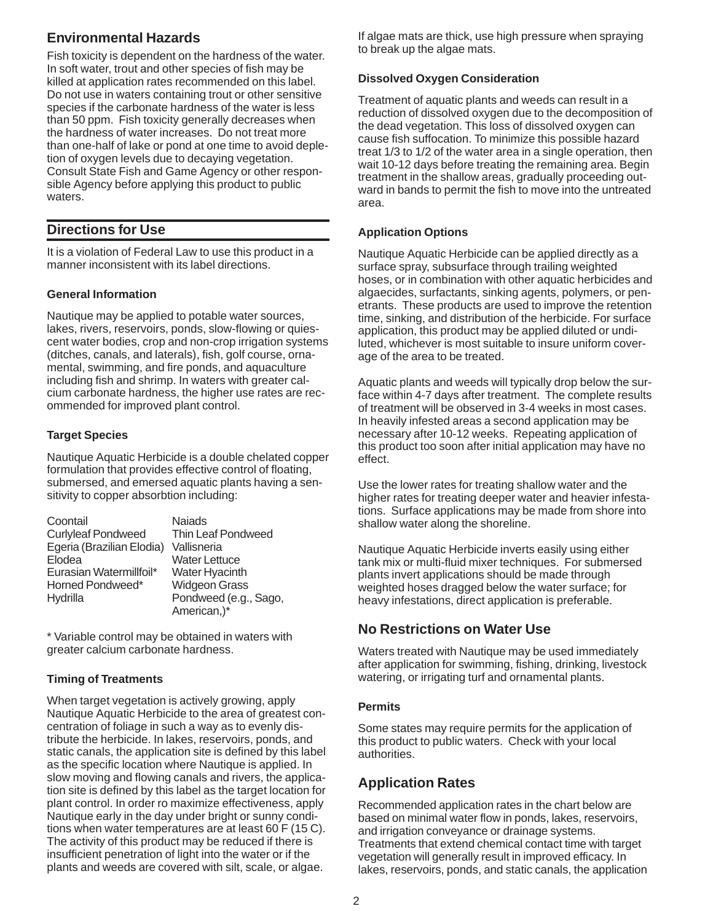## Environmental Hazards

Fish toxicity is dependent on the hardness of the water. In soft water, trout and other species of fish may be killed at application rates recommended on this label. Do not use in waters containing trout or other sensitive species if the carbonate hardness of the water is less than 50 ppm. Fish toxicity generally decreases when the hardness of water increases. Do not treat more than one-half of lake or pond at one time to avoid depletion of oxygen levels due to decaying vegetation. Consult State Fish and Game Agency or other responsible Agency before applying this product to public waters.

## Directions for Use

It is a violation of Federal Law to use this product in a manner inconsistent with its label directions.

### General Information

Nautique may be applied to potable water sources, lakes, rivers, reservoirs, ponds, slow-flowing or quiescent water bodies, crop and non-crop irrigation systems (ditches, canals, and laterals), fish, golf course, ornamental, swimming, and fire ponds, and aquaculture including fish and shrimp. In waters with greater calcium carbonate hardness, the higher use rates are recommended for improved plant control.

### Target Species

Nautique Aquatic Herbicide is a double chelated copper formulation that provides effective control of floating, submersed, and emersed aquatic plants having a sensitivity to copper absorbtion including:

| | |
|---|---|
| Coontail | Naiads |
| Curlyleaf Pondweed | Thin Leaf Pondweed |
| Egeria (Brazilian Elodia) | Vallisneria |
| Elodea | Water Lettuce |
| Eurasian Watermillfoil* | Water Hyacinth |
| Horned Pondweed* | Widgeon Grass |
| Hydrilla | Pondweed (e.g., Sago, American,)* |

* Variable control may be obtained in waters with greater calcium carbonate hardness.

### Timing of Treatments

When target vegetation is actively growing, apply Nautique Aquatic Herbicide to the area of greatest concentration of foliage in such a way as to evenly distribute the herbicide. In lakes, reservoirs, ponds, and static canals, the application site is defined by this label as the specific location where Nautique is applied. In slow moving and flowing canals and rivers, the application site is defined by this label as the target location for plant control. In order ro maximize effectiveness, apply Nautique early in the day under bright or sunny conditions when water temperatures are at least 60 F (15 C). The activity of this product may be reduced if there is insufficient penetration of light into the water or if the plants and weeds are covered with silt, scale, or algae.

If algae mats are thick, use high pressure when spraying to break up the algae mats.

### Dissolved Oxygen Consideration

Treatment of aquatic plants and weeds can result in a reduction of dissolved oxygen due to the decomposition of the dead vegetation. This loss of dissolved oxygen can cause fish suffocation. To minimize this possible hazard treat 1/3 to 1/2 of the water area in a single operation, then wait 10-12 days before treating the remaining area. Begin treatment in the shallow areas, gradually proceeding outward in bands to permit the fish to move into the untreated area.

### Application Options

Nautique Aquatic Herbicide can be applied directly as a surface spray, subsurface through trailing weighted hoses, or in combination with other aquatic herbicides and algaecides, surfactants, sinking agents, polymers, or penetrants. These products are used to improve the retention time, sinking, and distribution of the herbicide. For surface application, this product may be applied diluted or undiluted, whichever is most suitable to insure uniform coverage of the area to be treated.

Aquatic plants and weeds will typically drop below the surface within 4-7 days after treatment. The complete results of treatment will be observed in 3-4 weeks in most cases. In heavily infested areas a second application may be necessary after 10-12 weeks. Repeating application of this product too soon after initial application may have no effect.

Use the lower rates for treating shallow water and the higher rates for treating deeper water and heavier infestations. Surface applications may be made from shore into shallow water along the shoreline.

Nautique Aquatic Herbicide inverts easily using either tank mix or multi-fluid mixer techniques. For submersed plants invert applications should be made through weighted hoses dragged below the water surface; for heavy infestations, direct application is preferable.

## No Restrictions on Water Use

Waters treated with Nautique may be used immediately after application for swimming, fishing, drinking, livestock watering, or irrigating turf and ornamental plants.

### Permits

Some states may require permits for the application of this product to public waters. Check with your local authorities.

## Application Rates

Recommended application rates in the chart below are based on minimal water flow in ponds, lakes, reservoirs, and irrigation conveyance or drainage systems. Treatments that extend chemical contact time with target vegetation will generally result in improved efficacy. In lakes, reservoirs, ponds, and static canals, the application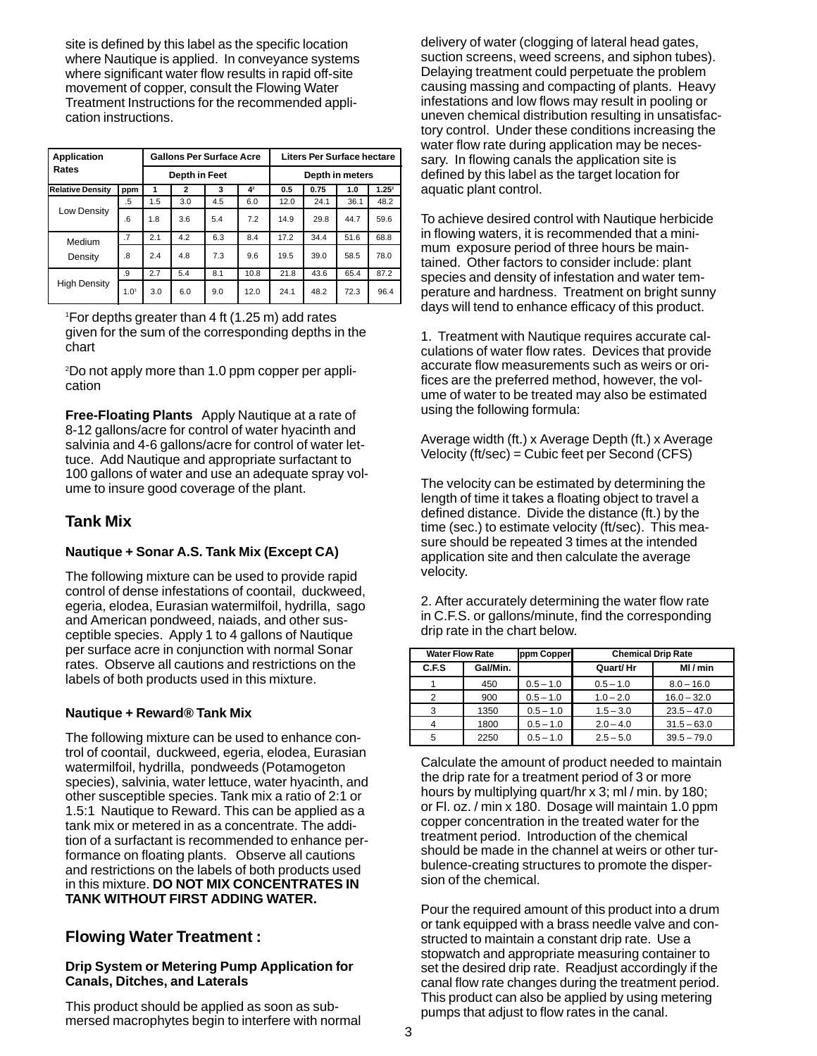site is defined by this label as the specific location where Nautique is applied. In conveyance systems where significant water flow results in rapid off-site movement of copper, consult the Flowing Water Treatment Instructions for the recommended application instructions.

| Application Rates | | Gallons Per Surface Acre | | | | Liters Per Surface hectare | | | |
|---|---|---|---|---|---|---|---|---|---|
| | | Depth in Feet | | | | Depth in meters | | | |
| Relative Density | ppm | 1 | 2 | 3 | 4[2] | 0.5 | 0.75 | 1.0 | 1.25[2] |
| Low Density | .5 | 1.5 | 3.0 | 4.5 | 6.0 | 12.0 | 24.1 | 36.1 | 48.2 |
| | .6 | 1.8 | 3.6 | 5.4 | 7.2 | 14.9 | 29.8 | 44.7 | 59.6 |
| Medium Density | .7 | 2.1 | 4.2 | 6.3 | 8.4 | 17.2 | 34.4 | 51.6 | 68.8 |
| | .8 | 2.4 | 4.8 | 7.3 | 9.6 | 19.5 | 39.0 | 58.5 | 78.0 |
| High Density | .9 | 2.7 | 5.4 | 8.1 | 10.8 | 21.8 | 43.6 | 65.4 | 87.2 |
| | 1.0[1] | 3.0 | 6.0 | 9.0 | 12.0 | 24.1 | 48.2 | 72.3 | 96.4 |

[1]For depths greater than 4 ft (1.25 m) add rates given for the sum of the corresponding depths in the chart

[2]Do not apply more than 1.0 ppm copper per application

**Free-Floating Plants** Apply Nautique at a rate of 8-12 gallons/acre for control of water hyacinth and salvinia and 4-6 gallons/acre for control of water lettuce. Add Nautique and appropriate surfactant to 100 gallons of water and use an adequate spray volume to insure good coverage of the plant.

## Tank Mix

### Nautique + Sonar A.S. Tank Mix (Except CA)

The following mixture can be used to provide rapid control of dense infestations of coontail, duckweed, egeria, elodea, Eurasian watermilfoil, hydrilla, sago and American pondweed, naiads, and other susceptible species. Apply 1 to 4 gallons of Nautique per surface acre in conjunction with normal Sonar rates. Observe all cautions and restrictions on the labels of both products used in this mixture.

### Nautique + Reward® Tank Mix

The following mixture can be used to enhance control of coontail, duckweed, egeria, elodea, Eurasian watermilfoil, hydrilla, pondweeds (Potamogeton species), salvinia, water lettuce, water hyacinth, and other susceptible species. Tank mix a ratio of 2:1 or 1.5:1 Nautique to Reward. This can be applied as a tank mix or metered in as a concentrate. The addition of a surfactant is recommended to enhance performance on floating plants. Observe all cautions and restrictions on the labels of both products used in this mixture. **DO NOT MIX CONCENTRATES IN TANK WITHOUT FIRST ADDING WATER.**

## Flowing Water Treatment :

### Drip System or Metering Pump Application for Canals, Ditches, and Laterals

This product should be applied as soon as submersed macrophytes begin to interfere with normal delivery of water (clogging of lateral head gates, suction screens, weed screens, and siphon tubes). Delaying treatment could perpetuate the problem causing massing and compacting of plants. Heavy infestations and low flows may result in pooling or uneven chemical distribution resulting in unsatisfactory control. Under these conditions increasing the water flow rate during application may be necessary. In flowing canals the application site is defined by this label as the target location for aquatic plant control.

To achieve desired control with Nautique herbicide in flowing waters, it is recommended that a minimum exposure period of three hours be maintained. Other factors to consider include: plant species and density of infestation and water temperature and hardness. Treatment on bright sunny days will tend to enhance efficacy of this product.

1. Treatment with Nautique requires accurate calculations of water flow rates. Devices that provide accurate flow measurements such as weirs or orifices are the preferred method, however, the volume of water to be treated may also be estimated using the following formula:

Average width (ft.) x Average Depth (ft.) x Average Velocity (ft/sec) = Cubic feet per Second (CFS)

The velocity can be estimated by determining the length of time it takes a floating object to travel a defined distance. Divide the distance (ft.) by the time (sec.) to estimate velocity (ft/sec). This measure should be repeated 3 times at the intended application site and then calculate the average velocity.

2. After accurately determining the water flow rate in C.F.S. or gallons/minute, find the corresponding drip rate in the chart below.

| Water Flow Rate | | ppm Copper | Chemical Drip Rate | |
|---|---|---|---|---|
| C.F.S | Gal/Min. | | Quart/ Hr | Ml / min |
| 1 | 450 | 0.5 – 1.0 | 0.5 – 1.0 | 8.0 – 16.0 |
| 2 | 900 | 0.5 – 1.0 | 1.0 – 2.0 | 16.0 – 32.0 |
| 3 | 1350 | 0.5 – 1.0 | 1.5 – 3.0 | 23.5 – 47.0 |
| 4 | 1800 | 0.5 – 1.0 | 2.0 – 4.0 | 31.5 – 63.0 |
| 5 | 2250 | 0.5 – 1.0 | 2.5 – 5.0 | 39.5 – 79.0 |

Calculate the amount of product needed to maintain the drip rate for a treatment period of 3 or more hours by multiplying quart/hr x 3; ml / min. by 180; or Fl. oz. / min x 180. Dosage will maintain 1.0 ppm copper concentration in the treated water for the treatment period. Introduction of the chemical should be made in the channel at weirs or other turbulence-creating structures to promote the dispersion of the chemical.

Pour the required amount of this product into a drum or tank equipped with a brass needle valve and constructed to maintain a constant drip rate. Use a stopwatch and appropriate measuring container to set the desired drip rate. Readjust accordingly if the canal flow rate changes during the treatment period. This product can also be applied by using metering pumps that adjust to flow rates in the canal.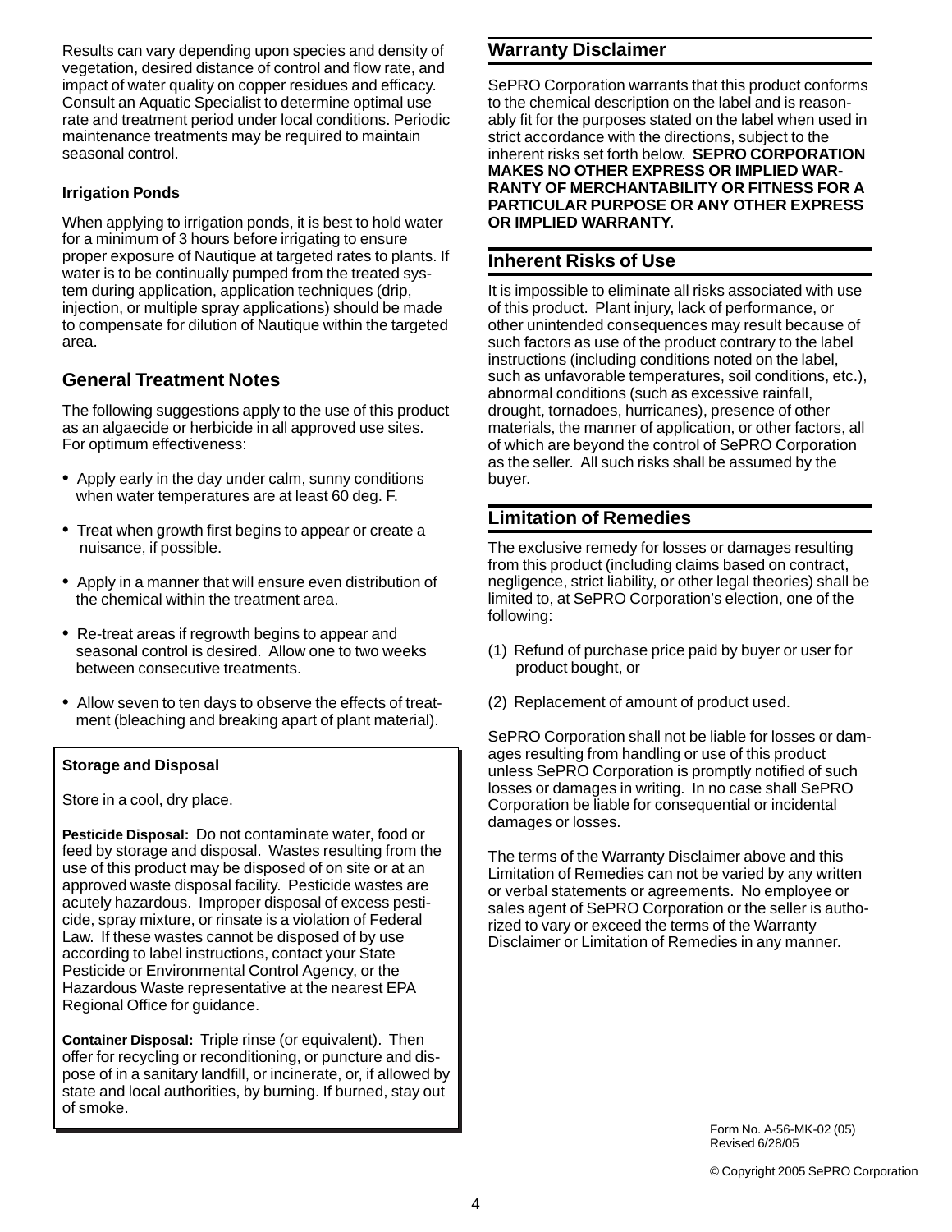Results can vary depending upon species and density of vegetation, desired distance of control and flow rate, and impact of water quality on copper residues and efficacy. Consult an Aquatic Specialist to determine optimal use rate and treatment period under local conditions. Periodic maintenance treatments may be required to maintain seasonal control.

**Irrigation Ponds**

When applying to irrigation ponds, it is best to hold water for a minimum of 3 hours before irrigating to ensure proper exposure of Nautique at targeted rates to plants. If water is to be continually pumped from the treated system during application, application techniques (drip, injection, or multiple spray applications) should be made to compensate for dilution of Nautique within the targeted area.

## General Treatment Notes

The following suggestions apply to the use of this product as an algaecide or herbicide in all approved use sites. For optimum effectiveness:

- Apply early in the day under calm, sunny conditions when water temperatures are at least 60 deg. F.
- Treat when growth first begins to appear or create a nuisance, if possible.
- Apply in a manner that will ensure even distribution of the chemical within the treatment area.
- Re-treat areas if regrowth begins to appear and seasonal control is desired. Allow one to two weeks between consecutive treatments.
- Allow seven to ten days to observe the effects of treatment (bleaching and breaking apart of plant material).

**Storage and Disposal**

Store in a cool, dry place.

**Pesticide Disposal:** Do not contaminate water, food or feed by storage and disposal. Wastes resulting from the use of this product may be disposed of on site or at an approved waste disposal facility. Pesticide wastes are acutely hazardous. Improper disposal of excess pesticide, spray mixture, or rinsate is a violation of Federal Law. If these wastes cannot be disposed of by use according to label instructions, contact your State Pesticide or Environmental Control Agency, or the Hazardous Waste representative at the nearest EPA Regional Office for guidance.

**Container Disposal:** Triple rinse (or equivalent). Then offer for recycling or reconditioning, or puncture and dispose of in a sanitary landfill, or incinerate, or, if allowed by state and local authorities, by burning. If burned, stay out of smoke.

## Warranty Disclaimer

SePRO Corporation warrants that this product conforms to the chemical description on the label and is reasonably fit for the purposes stated on the label when used in strict accordance with the directions, subject to the inherent risks set forth below. **SEPRO CORPORATION MAKES NO OTHER EXPRESS OR IMPLIED WARRANTY OF MERCHANTABILITY OR FITNESS FOR A PARTICULAR PURPOSE OR ANY OTHER EXPRESS OR IMPLIED WARRANTY.**

## Inherent Risks of Use

It is impossible to eliminate all risks associated with use of this product. Plant injury, lack of performance, or other unintended consequences may result because of such factors as use of the product contrary to the label instructions (including conditions noted on the label, such as unfavorable temperatures, soil conditions, etc.), abnormal conditions (such as excessive rainfall, drought, tornadoes, hurricanes), presence of other materials, the manner of application, or other factors, all of which are beyond the control of SePRO Corporation as the seller. All such risks shall be assumed by the buyer.

## Limitation of Remedies

The exclusive remedy for losses or damages resulting from this product (including claims based on contract, negligence, strict liability, or other legal theories) shall be limited to, at SePRO Corporation's election, one of the following:

(1) Refund of purchase price paid by buyer or user for product bought, or

(2) Replacement of amount of product used.

SePRO Corporation shall not be liable for losses or damages resulting from handling or use of this product unless SePRO Corporation is promptly notified of such losses or damages in writing. In no case shall SePRO Corporation be liable for consequential or incidental damages or losses.

The terms of the Warranty Disclaimer above and this Limitation of Remedies can not be varied by any written or verbal statements or agreements. No employee or sales agent of SePRO Corporation or the seller is authorized to vary or exceed the terms of the Warranty Disclaimer or Limitation of Remedies in any manner.

Form No. A-56-MK-02 (05)
Revised 6/28/05

© Copyright 2005 SePRO Corporation